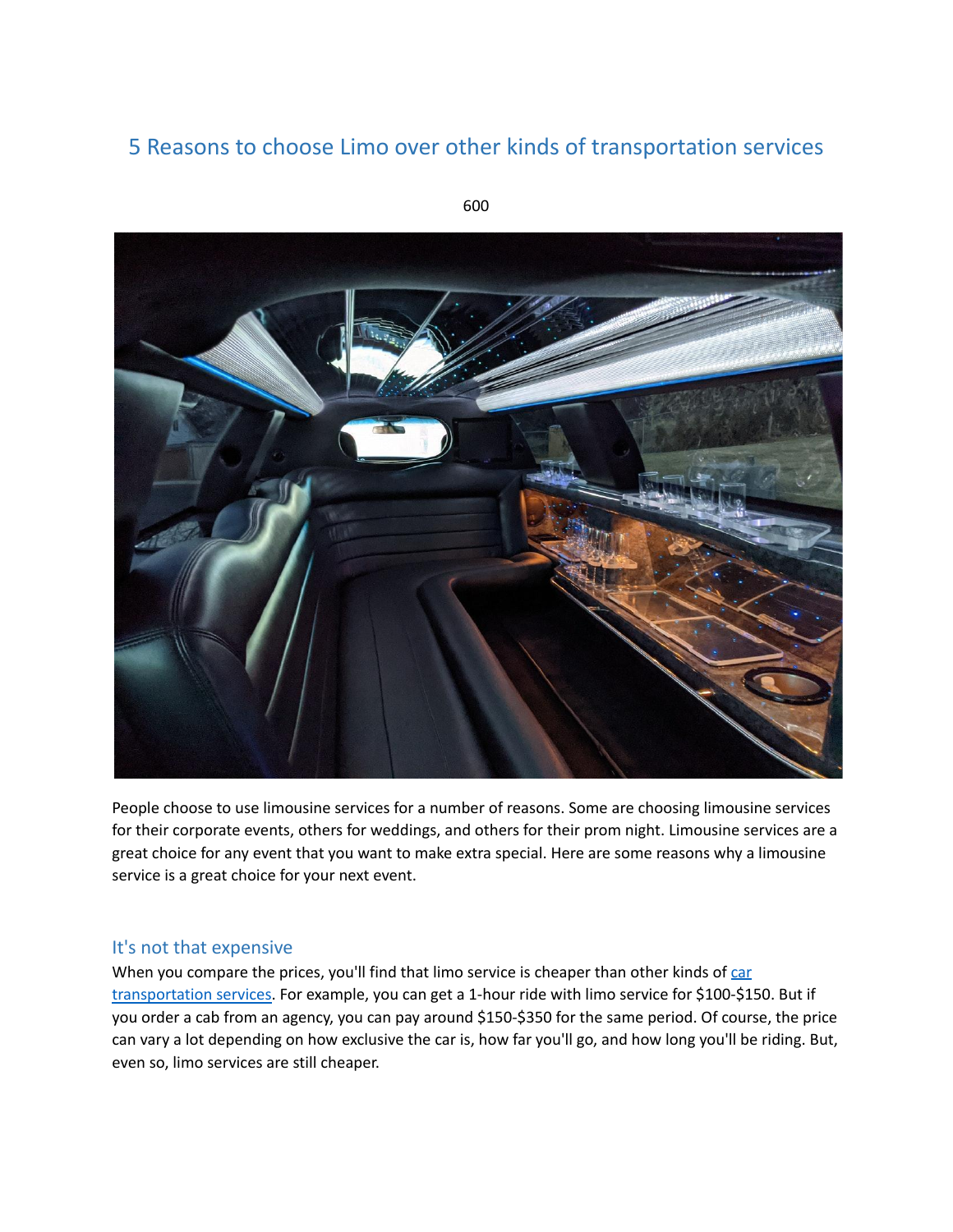# 5 Reasons to choose Limo over other kinds of transportation services

600

People choose to use limousine services for a number of reasons. Some are choosing limousine services for their corporate events, others for weddings, and others for their prom night. Limousine services are a great choice for any event that you want to make extra special. Here are some reasons why a limousine service is a great choice for your next event.

## It's not that expensive

When you compare the prices, you'll find that limo service is cheaper than other kinds of car transportation services. For example, you can get a 1-hour ride with limo service for $100-$150. But if you order a cab from an agency, you can pay around $150-$350 for the same period. Of course, the price can vary a lot depending on how exclusive the car is, how far you'll go, and how long you'll be riding. But, even so, limo services are still cheaper.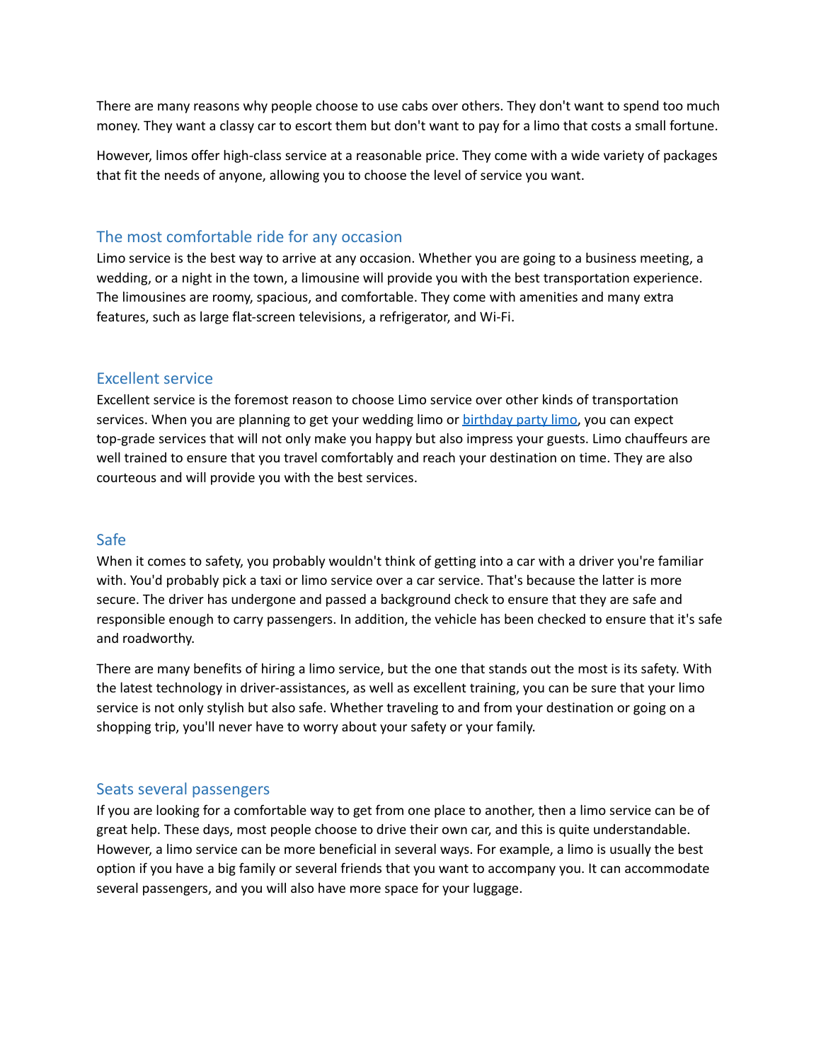There are many reasons why people choose to use cabs over others. They don't want to spend too much money. They want a classy car to escort them but don't want to pay for a limo that costs a small fortune.

However, limos offer high-class service at a reasonable price. They come with a wide variety of packages that fit the needs of anyone, allowing you to choose the level of service you want.

## The most comfortable ride for any occasion

Limo service is the best way to arrive at any occasion. Whether you are going to a business meeting, a wedding, or a night in the town, a limousine will provide you with the best transportation experience. The limousines are roomy, spacious, and comfortable. They come with amenities and many extra features, such as large flat-screen televisions, a refrigerator, and Wi-Fi.

## Excellent service

Excellent service is the foremost reason to choose Limo service over other kinds of transportation services. When you are planning to get your wedding limo or birthday party limo, you can expect top-grade services that will not only make you happy but also impress your guests. Limo chauffeurs are well trained to ensure that you travel comfortably and reach your destination on time. They are also courteous and will provide you with the best services.

## Safe

When it comes to safety, you probably wouldn't think of getting into a car with a driver you're familiar with. You'd probably pick a taxi or limo service over a car service. That's because the latter is more secure. The driver has undergone and passed a background check to ensure that they are safe and responsible enough to carry passengers. In addition, the vehicle has been checked to ensure that it's safe and roadworthy.

There are many benefits of hiring a limo service, but the one that stands out the most is its safety. With the latest technology in driver-assistances, as well as excellent training, you can be sure that your limo service is not only stylish but also safe. Whether traveling to and from your destination or going on a shopping trip, you'll never have to worry about your safety or your family.

## Seats several passengers

If you are looking for a comfortable way to get from one place to another, then a limo service can be of great help. These days, most people choose to drive their own car, and this is quite understandable. However, a limo service can be more beneficial in several ways. For example, a limo is usually the best option if you have a big family or several friends that you want to accompany you. It can accommodate several passengers, and you will also have more space for your luggage.